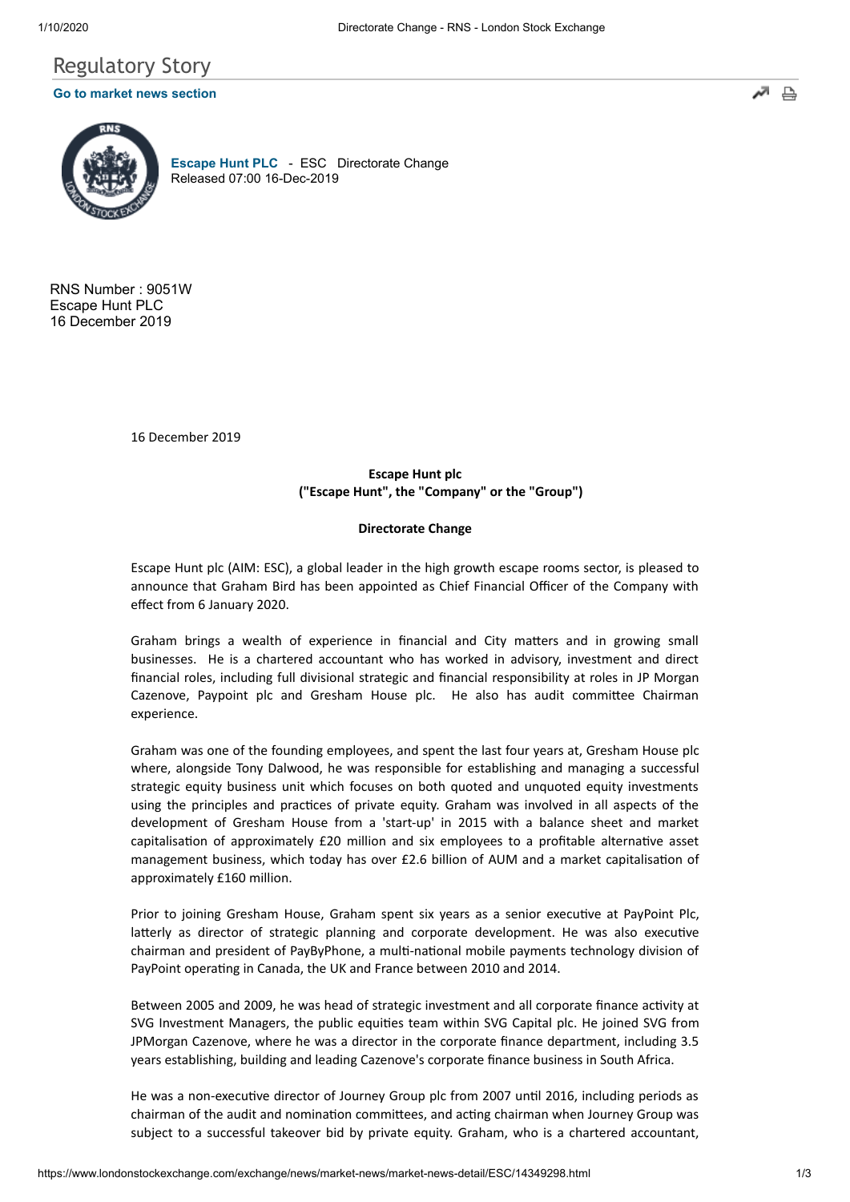# Regulatory Story

**Go to market news section**

**Escape Hunt PLC** - ESC Directorate Change
Released 07:00 16-Dec-2019

RNS Number : 9051W
Escape Hunt PLC
16 December 2019

16 December 2019

**Escape Hunt plc**
**("Escape Hunt", the "Company" or the "Group")**

**Directorate Change**

Escape Hunt plc (AIM: ESC), a global leader in the high growth escape rooms sector, is pleased to announce that Graham Bird has been appointed as Chief Financial Officer of the Company with effect from 6 January 2020.

Graham brings a wealth of experience in financial and City matters and in growing small businesses. He is a chartered accountant who has worked in advisory, investment and direct financial roles, including full divisional strategic and financial responsibility at roles in JP Morgan Cazenove, Paypoint plc and Gresham House plc. He also has audit committee Chairman experience.

Graham was one of the founding employees, and spent the last four years at, Gresham House plc where, alongside Tony Dalwood, he was responsible for establishing and managing a successful strategic equity business unit which focuses on both quoted and unquoted equity investments using the principles and practices of private equity. Graham was involved in all aspects of the development of Gresham House from a 'start-up' in 2015 with a balance sheet and market capitalisation of approximately £20 million and six employees to a profitable alternative asset management business, which today has over £2.6 billion of AUM and a market capitalisation of approximately £160 million.

Prior to joining Gresham House, Graham spent six years as a senior executive at PayPoint Plc, latterly as director of strategic planning and corporate development. He was also executive chairman and president of PayByPhone, a multi-national mobile payments technology division of PayPoint operating in Canada, the UK and France between 2010 and 2014.

Between 2005 and 2009, he was head of strategic investment and all corporate finance activity at SVG Investment Managers, the public equities team within SVG Capital plc. He joined SVG from JPMorgan Cazenove, where he was a director in the corporate finance department, including 3.5 years establishing, building and leading Cazenove's corporate finance business in South Africa.

He was a non-executive director of Journey Group plc from 2007 until 2016, including periods as chairman of the audit and nomination committees, and acting chairman when Journey Group was subject to a successful takeover bid by private equity. Graham, who is a chartered accountant,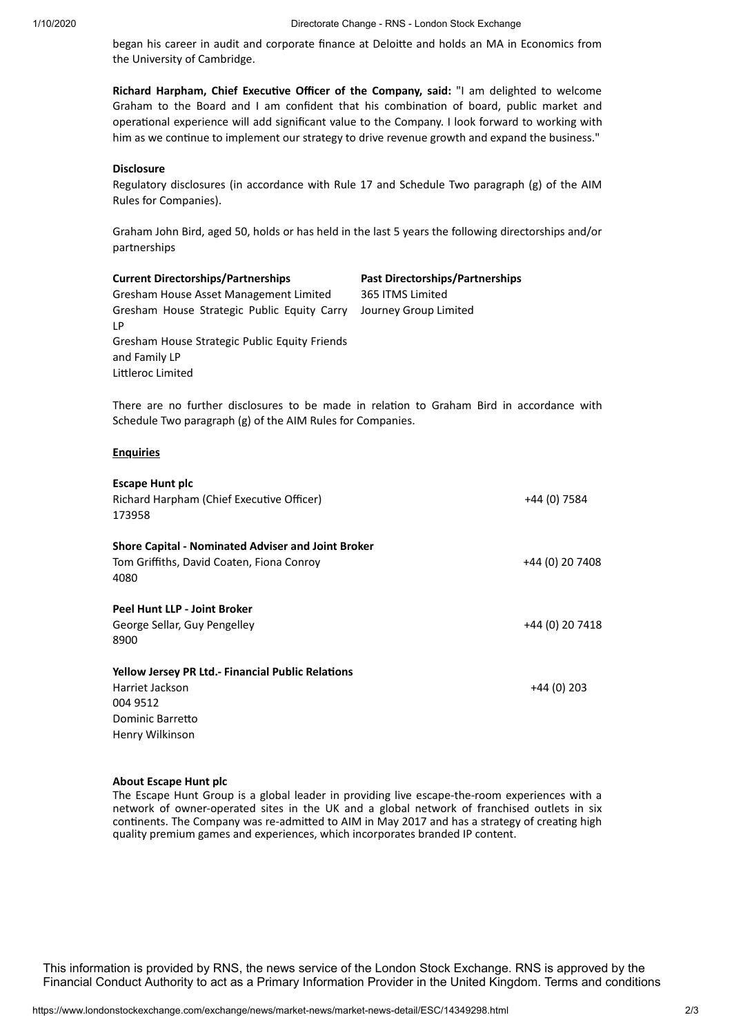began his career in audit and corporate finance at Deloitte and holds an MA in Economics from the University of Cambridge.

**Richard Harpham, Chief Executive Officer of the Company, said:** "I am delighted to welcome Graham to the Board and I am confident that his combination of board, public market and operational experience will add significant value to the Company. I look forward to working with him as we continue to implement our strategy to drive revenue growth and expand the business."

**Disclosure**

Regulatory disclosures (in accordance with Rule 17 and Schedule Two paragraph (g) of the AIM Rules for Companies).

Graham John Bird, aged 50, holds or has held in the last 5 years the following directorships and/or partnerships

| Current Directorships/Partnerships | Past Directorships/Partnerships |
|---|---|
| Gresham House Asset Management Limited | 365 ITMS Limited |
| Gresham House Strategic Public Equity Carry LP | Journey Group Limited |
| Gresham House Strategic Public Equity Friends and Family LP | |
| Littleroc Limited | |

There are no further disclosures to be made in relation to Graham Bird in accordance with Schedule Two paragraph (g) of the AIM Rules for Companies.

**Enquiries**

**Escape Hunt plc**
Richard Harpham (Chief Executive Officer) +44 (0) 7584 173958

**Shore Capital - Nominated Adviser and Joint Broker**
Tom Griffiths, David Coaten, Fiona Conroy +44 (0) 20 7408 4080

**Peel Hunt LLP - Joint Broker**
George Sellar, Guy Pengelley +44 (0) 20 7418 8900

**Yellow Jersey PR Ltd.- Financial Public Relations**
Harriet Jackson +44 (0) 203 004 9512
Dominic Barretto
Henry Wilkinson

**About Escape Hunt plc**

The Escape Hunt Group is a global leader in providing live escape-the-room experiences with a network of owner-operated sites in the UK and a global network of franchised outlets in six continents. The Company was re-admitted to AIM in May 2017 and has a strategy of creating high quality premium games and experiences, which incorporates branded IP content.

This information is provided by RNS, the news service of the London Stock Exchange. RNS is approved by the Financial Conduct Authority to act as a Primary Information Provider in the United Kingdom. Terms and conditions